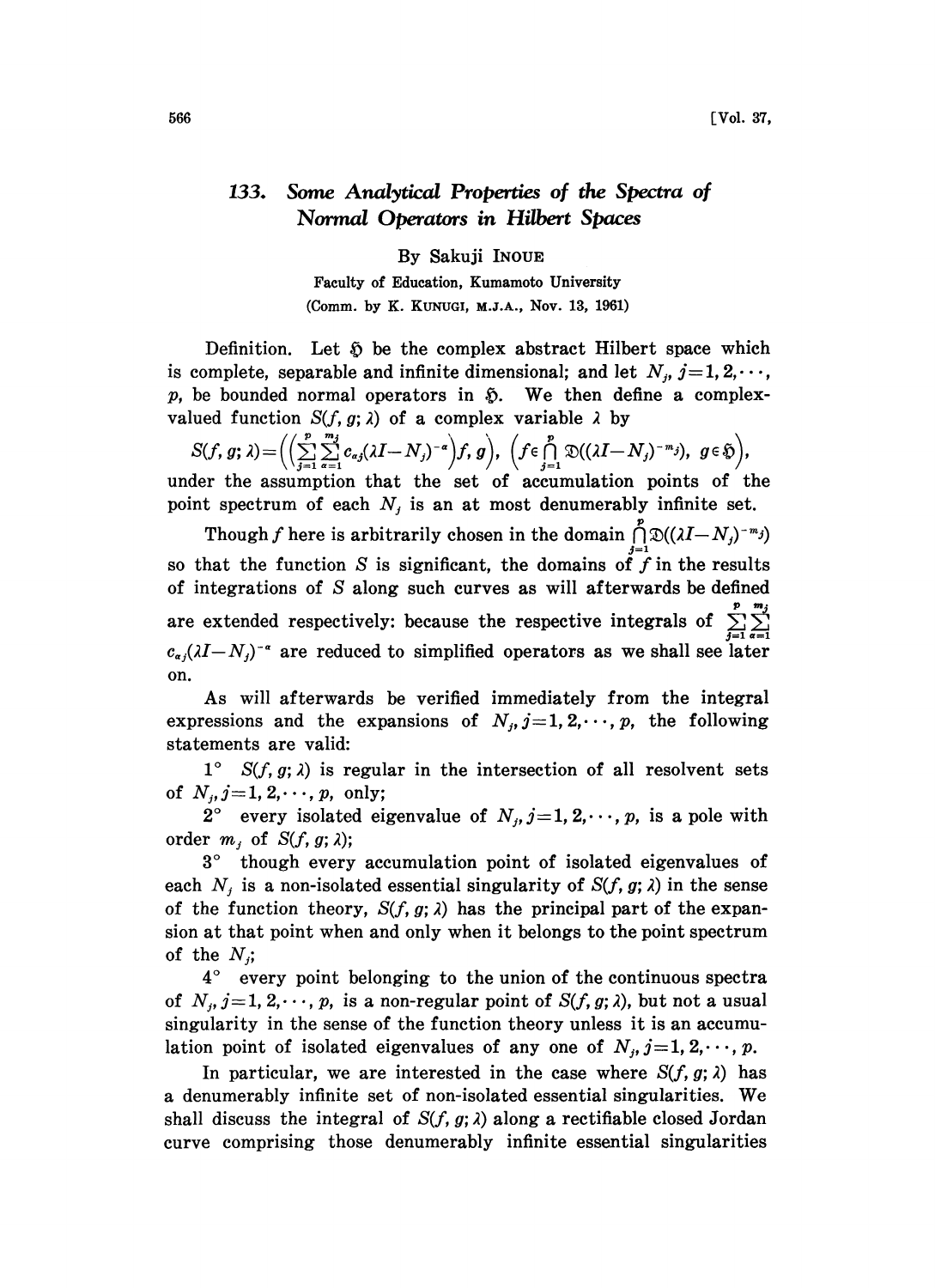# 133. *Some Analytical Properties of the Spectra of Normal Operators in Hilbert Spaces*

By Sakuji Inoue

Faculty of Education, Kumamoto University

(Comm. by K. Kunugi, M.J.A., Nov. 13, 1961)

Definition. Let $\mathfrak{H}$ be the complex abstract Hilbert space which is complete, separable and infinite dimensional; and let $N_j$, $j=1,2,\cdots,p$, be bounded normal operators in $\mathfrak{H}$. We then define a complex-valued function $S(f,g;\lambda)$ of a complex variable $\lambda$ by

$$S(f,g;\lambda)=\Big(\Big(\sum_{j=1}^{p}\sum_{\alpha=1}^{m_j}c_{\alpha j}(\lambda I-N_j)^{-\alpha}\Big)f,\,g\Big),\ \Big(f\in\bigcap_{j=1}^{p}\mathfrak{D}((\lambda I-N_j)^{-m_j}),\ g\in\mathfrak{H}\Big),$$

under the assumption that the set of accumulation points of the point spectrum of each $N_j$ is an at most denumerably infinite set.

Though $f$ here is arbitrarily chosen in the domain $\bigcap_{j=1}^{p}\mathfrak{D}((\lambda I-N_j)^{-m_j})$ so that the function $S$ is significant, the domains of $f$ in the results of integrations of $S$ along such curves as will afterwards be defined are extended respectively: because the respective integrals of $\sum_{j=1}^{p}\sum_{\alpha=1}^{m_j}c_{\alpha j}(\lambda I-N_j)^{-\alpha}$ are reduced to simplified operators as we shall see later on.

As will afterwards be verified immediately from the integral expressions and the expansions of $N_j$, $j=1,2,\cdots,p$, the following statements are valid:

1° $S(f,g;\lambda)$ is regular in the intersection of all resolvent sets of $N_j$, $j=1,2,\cdots,p$, only;

2° every isolated eigenvalue of $N_j$, $j=1,2,\cdots,p$, is a pole with order $m_j$ of $S(f,g;\lambda)$;

3° though every accumulation point of isolated eigenvalues of each $N_j$ is a non-isolated essential singularity of $S(f,g;\lambda)$ in the sense of the function theory, $S(f,g;\lambda)$ has the principal part of the expansion at that point when and only when it belongs to the point spectrum of the $N_j$;

4° every point belonging to the union of the continuous spectra of $N_j$, $j=1,2,\cdots,p$, is a non-regular point of $S(f,g;\lambda)$, but not a usual singularity in the sense of the function theory unless it is an accumulation point of isolated eigenvalues of any one of $N_j$, $j=1,2,\cdots,p$.

In particular, we are interested in the case where $S(f,g;\lambda)$ has a denumerably infinite set of non-isolated essential singularities. We shall discuss the integral of $S(f,g;\lambda)$ along a rectifiable closed Jordan curve comprising those denumerably infinite essential singularities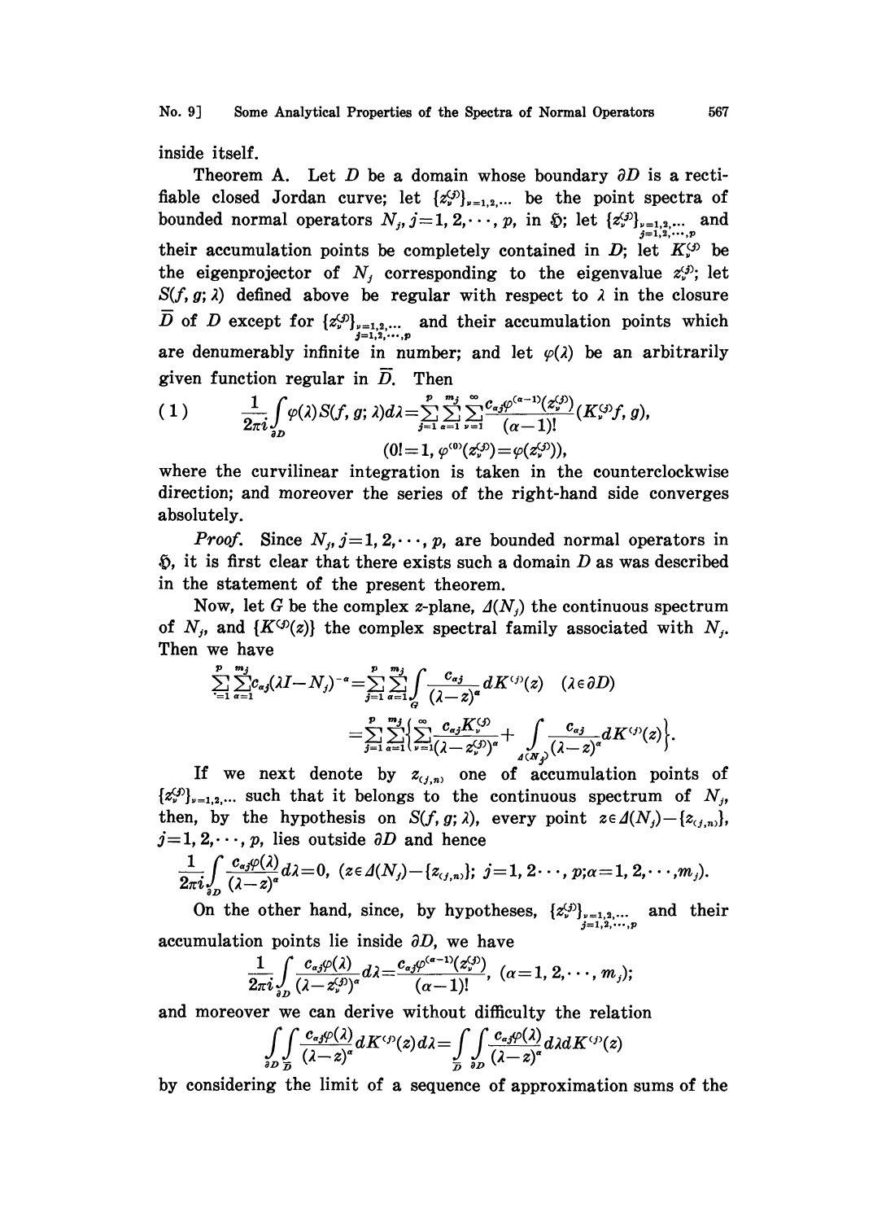inside itself.

Theorem A. Let $D$ be a domain whose boundary $\partial D$ is a rectifiable closed Jordan curve; let $\{z_\nu^{(j)}\}_{\nu=1,2,\dots}$ be the point spectra of bounded normal operators $N_j$, $j=1,2,\cdots,p$, in $\mathfrak{H}$; let $\{z_\nu^{(j)}\}_{\substack{\nu=1,2,\dots\\ j=1,2,\cdots,p}}$ and their accumulation points be completely contained in $D$; let $K_\nu^{(j)}$ be the eigenprojector of $N_j$ corresponding to the eigenvalue $z_\nu^{(j)}$; let $S(f, g; \lambda)$ defined above be regular with respect to $\lambda$ in the closure $\overline{D}$ of $D$ except for $\{z_\nu^{(j)}\}_{\substack{\nu=1,2,\dots\\ j=1,2,\cdots,p}}$ and their accumulation points which are denumerably infinite in number; and let $\varphi(\lambda)$ be an arbitrarily given function regular in $\overline{D}$. Then

$$
(1) \qquad \frac{1}{2\pi i}\int_{\partial D} \varphi(\lambda) S(f, g; \lambda) d\lambda = \sum_{j=1}^{p}\sum_{\alpha=1}^{m_j}\sum_{\nu=1}^{\infty} \frac{c_{\alpha j}\varphi^{(\alpha-1)}(z_\nu^{(j)})}{(\alpha-1)!}(K_\nu^{(j)} f, g),
$$
$$
(0!=1,\ \varphi^{(0)}(z_\nu^{(j)})=\varphi(z_\nu^{(j)})),
$$

where the curvilinear integration is taken in the counterclockwise direction; and moreover the series of the right-hand side converges absolutely.

*Proof.* Since $N_j$, $j=1,2,\cdots,p$, are bounded normal operators in $\mathfrak{H}$, it is first clear that there exists such a domain $D$ as was described in the statement of the present theorem.

Now, let $G$ be the complex $z$-plane, $\Delta(N_j)$ the continuous spectrum of $N_j$, and $\{K^{(j)}(z)\}$ the complex spectral family associated with $N_j$. Then we have

$$
\begin{aligned}
\sum_{j=1}^{p}\sum_{\alpha=1}^{m_j} c_{\alpha j}(\lambda I - N_j)^{-\alpha} &= \sum_{j=1}^{p}\sum_{\alpha=1}^{m_j}\int_G \frac{c_{\alpha j}}{(\lambda - z)^\alpha} dK^{(j)}(z) \quad (\lambda \in \partial D)\\
&= \sum_{j=1}^{p}\sum_{\alpha=1}^{m_j}\left\{\sum_{\nu=1}^{\infty}\frac{c_{\alpha j}K_\nu^{(j)}}{(\lambda - z_\nu^{(j)})^\alpha} + \int_{\Delta(N_j)} \frac{c_{\alpha j}}{(\lambda - z)^\alpha} dK^{(j)}(z)\right\}.
\end{aligned}
$$

If we next denote by $z_{(j,n)}$ one of accumulation points of $\{z_\nu^{(j)}\}_{\nu=1,2,\dots}$ such that it belongs to the continuous spectrum of $N_j$, then, by the hypothesis on $S(f, g; \lambda)$, every point $z \in \Delta(N_j) - \{z_{(j,n)}\}$, $j=1,2,\cdots,p$, lies outside $\partial D$ and hence

$$
\frac{1}{2\pi i}\int_{\partial D} \frac{c_{\alpha j}\varphi(\lambda)}{(\lambda - z)^\alpha} d\lambda = 0, \ (z \in \Delta(N_j) - \{z_{(j,n)}\};\ j=1,2\cdots,p; \alpha=1,2,\cdots,m_j).
$$

On the other hand, since, by hypotheses, $\{z_\nu^{(j)}\}_{\substack{\nu=1,2,\dots\\ j=1,2,\cdots,p}}$ and their accumulation points lie inside $\partial D$, we have

$$
\frac{1}{2\pi i}\int_{\partial D} \frac{c_{\alpha j}\varphi(\lambda)}{(\lambda - z_\nu^{(j)})^\alpha} d\lambda = \frac{c_{\alpha j}\varphi^{(\alpha-1)}(z_\nu^{(j)})}{(\alpha-1)!}, \ (\alpha=1,2,\cdots,m_j);
$$

and moreover we can derive without difficulty the relation

$$
\int_{\partial D}\int_{\overline{D}} \frac{c_{\alpha j}\varphi(\lambda)}{(\lambda - z)^\alpha} dK^{(j)}(z) d\lambda = \int_{\overline{D}}\int_{\partial D} \frac{c_{\alpha j}\varphi(\lambda)}{(\lambda - z)^\alpha} d\lambda dK^{(j)}(z)
$$

by considering the limit of a sequence of approximation sums of the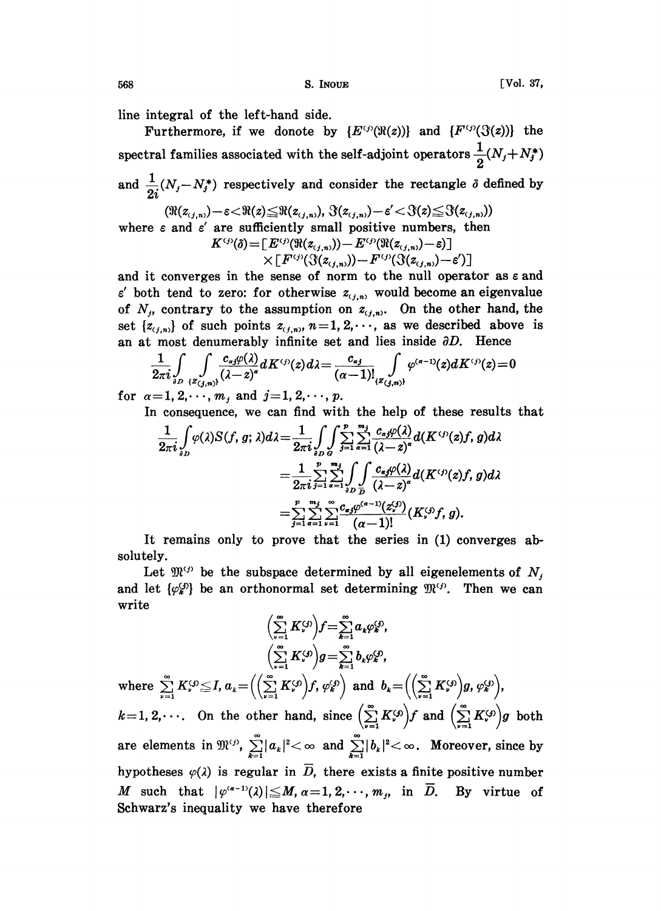line integral of the left-hand side.

Furthermore, if we donote by $\{E^{(j)}(\Re(z))\}$ and $\{F^{(j)}(\Im(z))\}$ the spectral families associated with the self-adjoint operators $\frac{1}{2}(N_j+N_j^*)$ and $\frac{1}{2i}(N_j-N_j^*)$ respectively and consider the rectangle $\delta$ defined by

$$(\Re(z_{(j,n)})-\varepsilon<\Re(z)\leqq\Re(z_{(j,n)}),\ \Im(z_{(j,n)})-\varepsilon'<\Im(z)\leqq\Im(z_{(j,n)}))$$

where $\varepsilon$ and $\varepsilon'$ are sufficiently small positive numbers, then

$$K^{(j)}(\delta)=[E^{(j)}(\Re(z_{(j,n)}))-E^{(j)}(\Re(z_{(j,n)})-\varepsilon)]\times[F^{(j)}(\Im(z_{(j,n)}))-F^{(j)}(\Im(z_{(j,n)})-\varepsilon')]$$

and it converges in the sense of norm to the null operator as $\varepsilon$ and $\varepsilon'$ both tend to zero: for otherwise $z_{(j,n)}$ would become an eigenvalue of $N_j$, contrary to the assumption on $z_{(j,n)}$. On the other hand, the set $\{z_{(j,n)}\}$ of such points $z_{(j,n)}$, $n=1,2,\cdots$, as we described above is an at most denumerably infinite set and lies inside $\partial D$. Hence

$$\frac{1}{2\pi i}\int_{\partial D}\int_{\{z_{(j,n)}\}}\frac{c_{\alpha j}\varphi(\lambda)}{(\lambda-z)^{\alpha}}dK^{(j)}(z)d\lambda=\frac{c_{\alpha j}}{(\alpha-1)!}\int_{\{z_{(j,n)}\}}\varphi^{(\alpha-1)}(z)dK^{(j)}(z)=0$$

for $\alpha=1,2,\cdots,m_j$ and $j=1,2,\cdots,p$.

In consequence, we can find with the help of these results that

$$\begin{aligned}\frac{1}{2\pi i}\int_{\partial D}\varphi(\lambda)S(f,g;\lambda)d\lambda&=\frac{1}{2\pi i}\int_{\partial D}\int_{G}\sum_{j=1}^{p}\sum_{\alpha=1}^{m_j}\frac{c_{\alpha j}\varphi(\lambda)}{(\lambda-z)^{\alpha}}d(K^{(j)}(z)f,g)d\lambda\\&=\frac{1}{2\pi i}\sum_{j=1}^{p}\sum_{\alpha=1}^{m_j}\int_{\partial D}\int_{\overline{D}}\frac{c_{\alpha j}\varphi(\lambda)}{(\lambda-z)^{\alpha}}d(K^{(j)}(z)f,g)d\lambda\\&=\sum_{j=1}^{p}\sum_{\alpha=1}^{m_j}\sum_{\nu=1}^{\infty}\frac{c_{\alpha j}\varphi^{(\alpha-1)}(z_{\nu}^{(j)})}{(\alpha-1)!}(K_{\nu}^{(j)}f,g).\end{aligned}$$

It remains only to prove that the series in (1) converges absolutely.

Let $\mathfrak{M}^{(j)}$ be the subspace determined by all eigenelements of $N_j$ and let $\{\varphi_k^{(j)}\}$ be an orthonormal set determining $\mathfrak{M}^{(j)}$. Then we can write

$$\Big(\sum_{\nu=1}^{\infty}K_{\nu}^{(j)}\Big)f=\sum_{k=1}^{\infty}a_k\varphi_k^{(j)},$$
$$\Big(\sum_{\nu=1}^{\infty}K_{\nu}^{(j)}\Big)g=\sum_{k=1}^{\infty}b_k\varphi_k^{(j)},$$

where $\sum_{\nu=1}^{\infty}K_{\nu}^{(j)}\leqq I$, $a_k=\Big(\Big(\sum_{\nu=1}^{\infty}K_{\nu}^{(j)}\Big)f,\varphi_k^{(j)}\Big)$ and $b_k=\Big(\Big(\sum_{\nu=1}^{\infty}K_{\nu}^{(j)}\Big)g,\varphi_k^{(j)}\Big)$, $k=1,2,\cdots$. On the other hand, since $\Big(\sum_{\nu=1}^{\infty}K_{\nu}^{(j)}\Big)f$ and $\Big(\sum_{\nu=1}^{\infty}K_{\nu}^{(j)}\Big)g$ both are elements in $\mathfrak{M}^{(j)}$, $\sum_{k=1}^{\infty}|a_k|^2<\infty$ and $\sum_{k=1}^{\infty}|b_k|^2<\infty$. Moreover, since by hypotheses $\varphi(\lambda)$ is regular in $\overline{D}$, there exists a finite positive number $M$ such that $|\varphi^{(\alpha-1)}(\lambda)|\leqq M$, $\alpha=1,2,\cdots,m_j$, in $\overline{D}$. By virtue of Schwarz's inequality we have therefore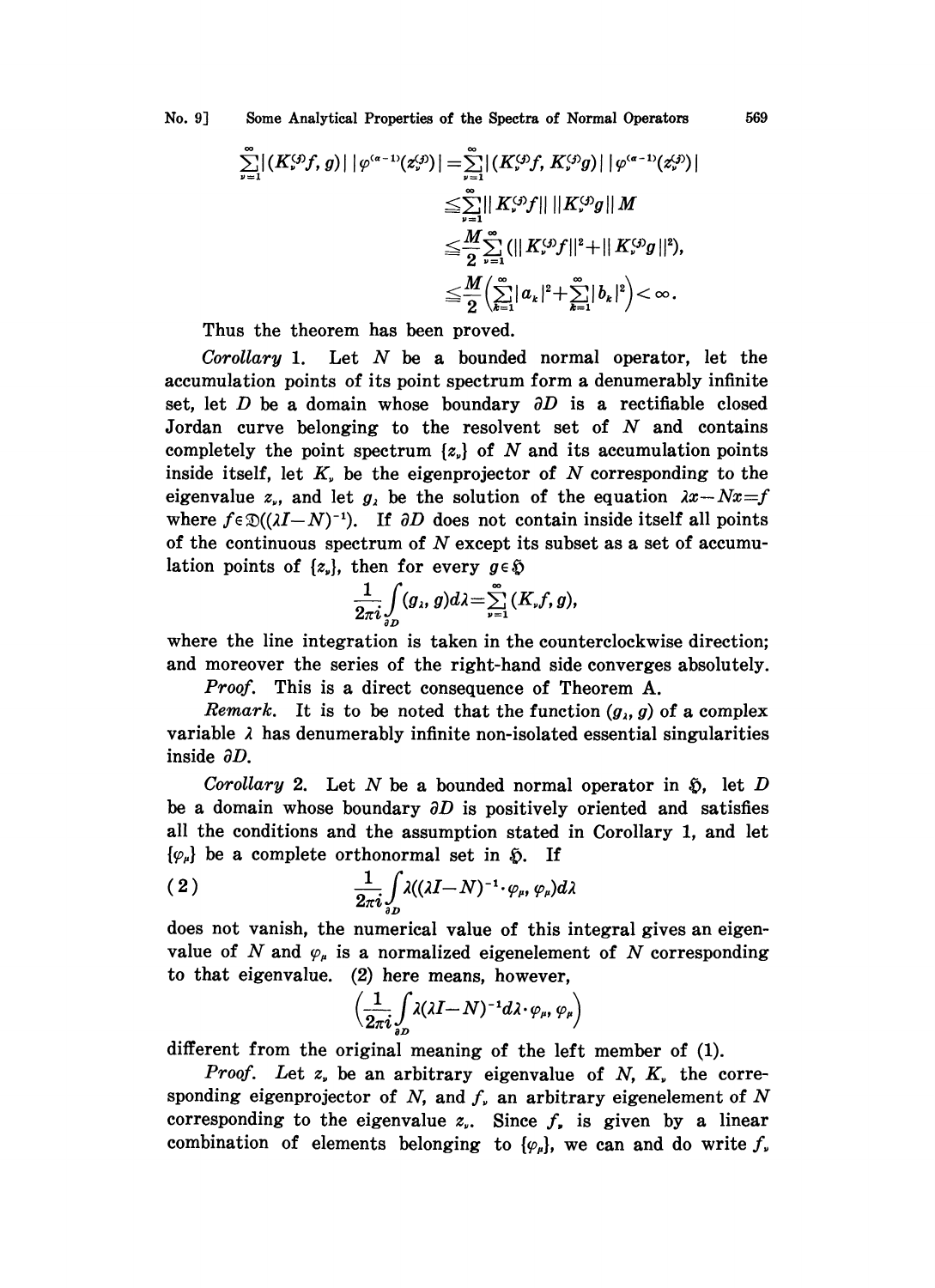$$
\begin{aligned}
\sum_{\nu=1}^{\infty}|(K_\nu^{(j)}f, g)|\,|\varphi^{(\alpha-1)}(z_\nu^{(j)})| &= \sum_{\nu=1}^{\infty}|(K_\nu^{(j)}f, K_\nu^{(j)}g)|\,|\varphi^{(\alpha-1)}(z_\nu^{(j)})| \\
&\leqq \sum_{\nu=1}^{\infty}\|K_\nu^{(j)}f\|\,\|K_\nu^{(j)}g\|\,M \\
&\leqq \frac{M}{2}\sum_{\nu=1}^{\infty}(\|K_\nu^{(j)}f\|^2+\|K_\nu^{(j)}g\|^2), \\
&\leqq \frac{M}{2}\Big(\sum_{k=1}^{\infty}|a_k|^2+\sum_{k=1}^{\infty}|b_k|^2\Big)<\infty.
\end{aligned}
$$

Thus the theorem has been proved.

*Corollary* 1. Let $N$ be a bounded normal operator, let the accumulation points of its point spectrum form a denumerably infinite set, let $D$ be a domain whose boundary $\partial D$ is a rectifiable closed Jordan curve belonging to the resolvent set of $N$ and contains completely the point spectrum $\{z_\nu\}$ of $N$ and its accumulation points inside itself, let $K_\nu$ be the eigenprojector of $N$ corresponding to the eigenvalue $z_\nu$, and let $g_\lambda$ be the solution of the equation $\lambda x - Nx = f$ where $f \in \mathfrak{D}((\lambda I - N)^{-1})$. If $\partial D$ does not contain inside itself all points of the continuous spectrum of $N$ except its subset as a set of accumulation points of $\{z_\nu\}$, then for every $g \in \mathfrak{H}$

$$
\frac{1}{2\pi i}\int_{\partial D}(g_\lambda, g)d\lambda = \sum_{\nu=1}^{\infty}(K_\nu f, g),
$$

where the line integration is taken in the counterclockwise direction; and moreover the series of the right-hand side converges absolutely.

*Proof.* This is a direct consequence of Theorem A.

*Remark.* It is to be noted that the function $(g_\lambda, g)$ of a complex variable $\lambda$ has denumerably infinite non-isolated essential singularities inside $\partial D$.

*Corollary* 2. Let $N$ be a bounded normal operator in $\mathfrak{H}$, let $D$ be a domain whose boundary $\partial D$ is positively oriented and satisfies all the conditions and the assumption stated in Corollary 1, and let $\{\varphi_\mu\}$ be a complete orthonormal set in $\mathfrak{H}$. If

$$
\frac{1}{2\pi i}\int_{\partial D}\lambda((\lambda I - N)^{-1}\cdot\varphi_\mu, \varphi_\mu)d\lambda \tag{2}
$$

does not vanish, the numerical value of this integral gives an eigenvalue of $N$ and $\varphi_\mu$ is a normalized eigenelement of $N$ corresponding to that eigenvalue. (2) here means, however,

$$
\Big(\frac{1}{2\pi i}\int_{\partial D}\lambda(\lambda I - N)^{-1}d\lambda\cdot\varphi_\mu, \varphi_\mu\Big)
$$

different from the original meaning of the left member of (1).

*Proof.* Let $z_\nu$ be an arbitrary eigenvalue of $N$, $K_\nu$ the corresponding eigenprojector of $N$, and $f_\nu$ an arbitrary eigenelement of $N$ corresponding to the eigenvalue $z_\nu$. Since $f_\nu$ is given by a linear combination of elements belonging to $\{\varphi_\mu\}$, we can and do write $f_\nu$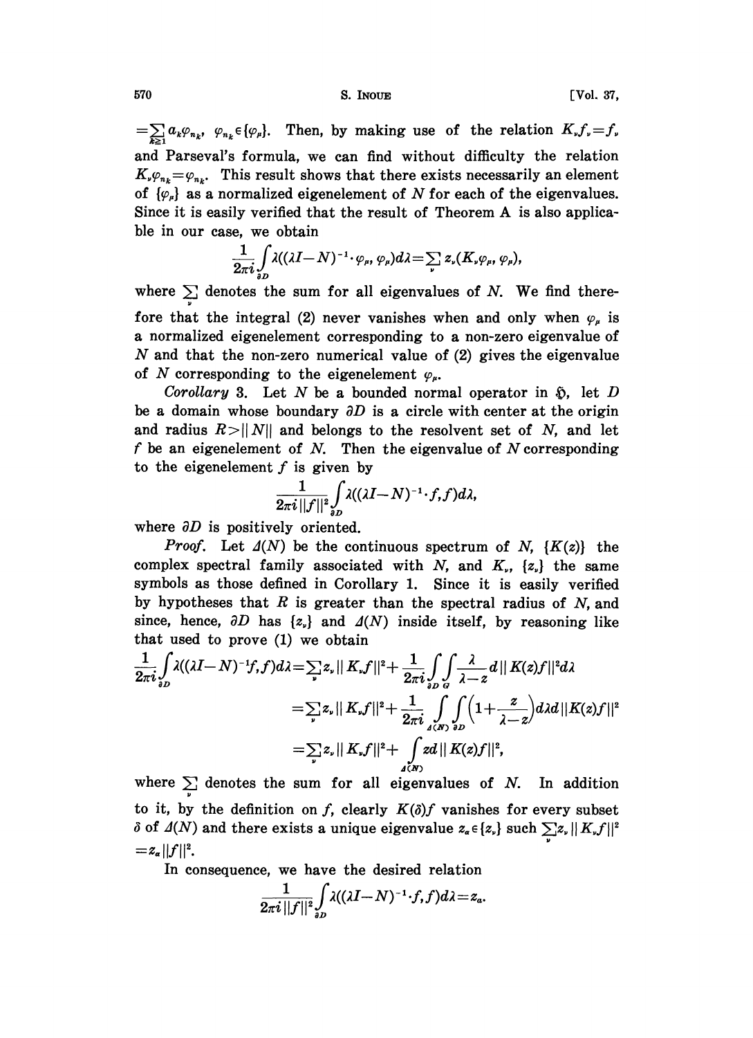$=\sum_{k\geq 1} a_k \varphi_{n_k}$, $\varphi_{n_k} \in \{\varphi_\mu\}$. Then, by making use of the relation $K_\nu f_\nu = f_\nu$ and Parseval's formula, we can find without difficulty the relation $K_\nu \varphi_{n_k} = \varphi_{n_k}$. This result shows that there exists necessarily an element of $\{\varphi_\mu\}$ as a normalized eigenelement of $N$ for each of the eigenvalues. Since it is easily verified that the result of Theorem A is also applicable in our case, we obtain

$$\frac{1}{2\pi i}\int_{\partial D} \lambda((\lambda I - N)^{-1}\cdot \varphi_\mu, \varphi_\mu) d\lambda = \sum_\nu z_\nu (K_\nu \varphi_\mu, \varphi_\mu),$$

where $\sum_\nu$ denotes the sum for all eigenvalues of $N$. We find therefore that the integral (2) never vanishes when and only when $\varphi_\mu$ is a normalized eigenelement corresponding to a non-zero eigenvalue of $N$ and that the non-zero numerical value of (2) gives the eigenvalue of $N$ corresponding to the eigenelement $\varphi_\mu$.

*Corollary* 3. Let $N$ be a bounded normal operator in $\mathfrak{H}$, let $D$ be a domain whose boundary $\partial D$ is a circle with center at the origin and radius $R > \|N\|$ and belongs to the resolvent set of $N$, and let $f$ be an eigenelement of $N$. Then the eigenvalue of $N$ corresponding to the eigenelement $f$ is given by

$$\frac{1}{2\pi i \|f\|^2}\int_{\partial D} \lambda((\lambda I - N)^{-1}\cdot f, f) d\lambda,$$

where $\partial D$ is positively oriented.

*Proof*. Let $\Delta(N)$ be the continuous spectrum of $N$, $\{K(z)\}$ the complex spectral family associated with $N$, and $K_\nu$, $\{z_\nu\}$ the same symbols as those defined in Corollary 1. Since it is easily verified by hypotheses that $R$ is greater than the spectral radius of $N$, and since, hence, $\partial D$ has $\{z_\nu\}$ and $\Delta(N)$ inside itself, by reasoning like that used to prove (1) we obtain

$$\begin{aligned}
\frac{1}{2\pi i}\int_{\partial D} \lambda((\lambda I - N)^{-1} f, f) d\lambda &= \sum_\nu z_\nu \|K_\nu f\|^2 + \frac{1}{2\pi i}\int_{\partial D}\int_{G} \frac{\lambda}{\lambda - z} d\|K(z)f\|^2 d\lambda \\
&= \sum_\nu z_\nu \|K_\nu f\|^2 + \frac{1}{2\pi i}\int_{\Delta(N)}\int_{\partial D} \left(1 + \frac{z}{\lambda - z}\right) d\lambda d\|K(z)f\|^2 \\
&= \sum_\nu z_\nu \|K_\nu f\|^2 + \int_{\Delta(N)} z d\|K(z)f\|^2,
\end{aligned}$$

where $\sum_\nu$ denotes the sum for all eigenvalues of $N$. In addition to it, by the definition on $f$, clearly $K(\delta)f$ vanishes for every subset $\delta$ of $\Delta(N)$ and there exists a unique eigenvalue $z_\alpha \in \{z_\nu\}$ such $\sum_\nu z_\nu \|K_\nu f\|^2 = z_\alpha \|f\|^2$.

In consequence, we have the desired relation

$$\frac{1}{2\pi i \|f\|^2}\int_{\partial D} \lambda((\lambda I - N)^{-1}\cdot f, f) d\lambda = z_\alpha.$$